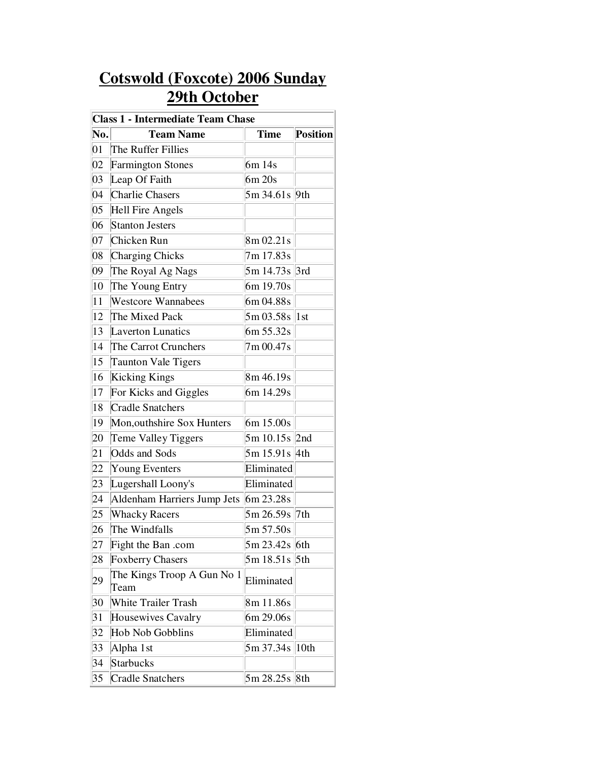# Cotswold (Foxcote) 2006 Sunday 29th October

| Class 1 - Intermediate Team Chase | | | |
|---|---|---|---|
| **No.** | **Team Name** | **Time** | **Position** |
| 01 | The Ruffer Fillies | | |
| 02 | Farmington Stones | 6m 14s | |
| 03 | Leap Of Faith | 6m 20s | |
| 04 | Charlie Chasers | 5m 34.61s | 9th |
| 05 | Hell Fire Angels | | |
| 06 | Stanton Jesters | | |
| 07 | Chicken Run | 8m 02.21s | |
| 08 | Charging Chicks | 7m 17.83s | |
| 09 | The Royal Ag Nags | 5m 14.73s | 3rd |
| 10 | The Young Entry | 6m 19.70s | |
| 11 | Westcore Wannabees | 6m 04.88s | |
| 12 | The Mixed Pack | 5m 03.58s | 1st |
| 13 | Laverton Lunatics | 6m 55.32s | |
| 14 | The Carrot Crunchers | 7m 00.47s | |
| 15 | Taunton Vale Tigers | | |
| 16 | Kicking Kings | 8m 46.19s | |
| 17 | For Kicks and Giggles | 6m 14.29s | |
| 18 | Cradle Snatchers | | |
| 19 | Mon,outhshire Sox Hunters | 6m 15.00s | |
| 20 | Teme Valley Tiggers | 5m 10.15s | 2nd |
| 21 | Odds and Sods | 5m 15.91s | 4th |
| 22 | Young Eventers | Eliminated | |
| 23 | Lugershall Loony's | Eliminated | |
| 24 | Aldenham Harriers Jump Jets | 6m 23.28s | |
| 25 | Whacky Racers | 5m 26.59s | 7th |
| 26 | The Windfalls | 5m 57.50s | |
| 27 | Fight the Ban .com | 5m 23.42s | 6th |
| 28 | Foxberry Chasers | 5m 18.51s | 5th |
| 29 | The Kings Troop A Gun No 1 Team | Eliminated | |
| 30 | White Trailer Trash | 8m 11.86s | |
| 31 | Housewives Cavalry | 6m 29.06s | |
| 32 | Hob Nob Gobblins | Eliminated | |
| 33 | Alpha 1st | 5m 37.34s | 10th |
| 34 | Starbucks | | |
| 35 | Cradle Snatchers | 5m 28.25s | 8th |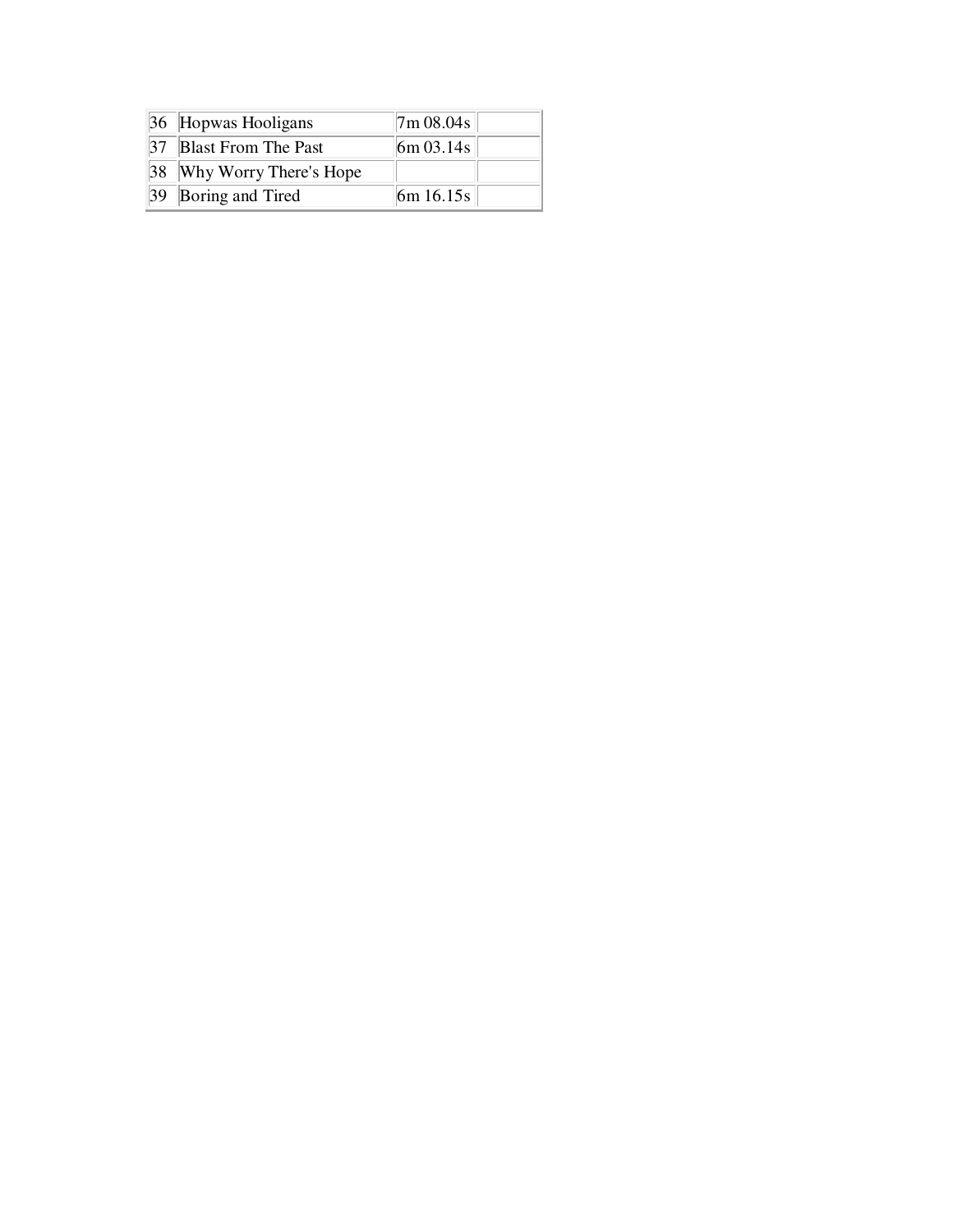| | | | |
|---|---|---|---|
| 36 | Hopwas Hooligans | 7m 08.04s | |
| 37 | Blast From The Past | 6m 03.14s | |
| 38 | Why Worry There's Hope | | |
| 39 | Boring and Tired | 6m 16.15s | |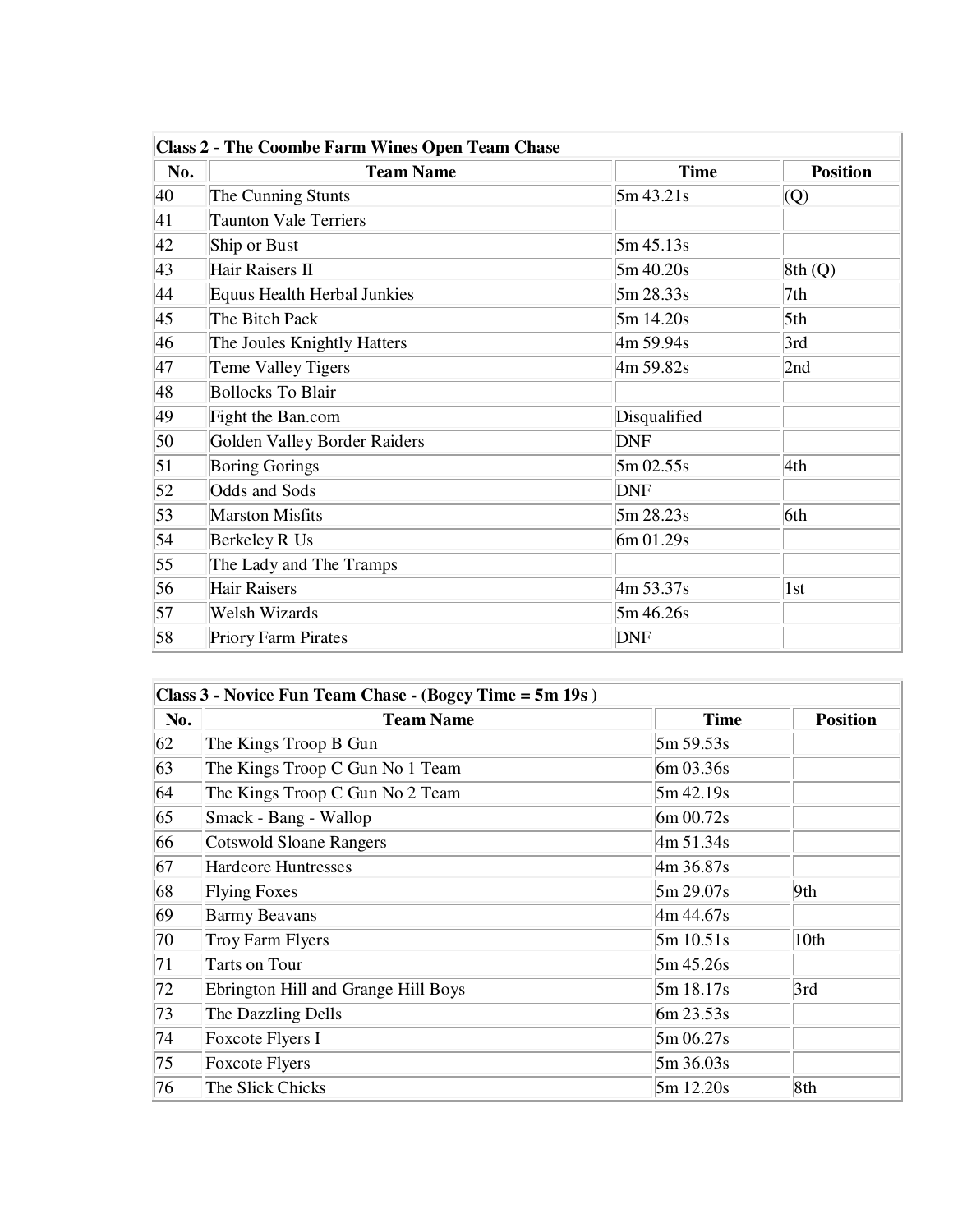| Class 2 - The Coombe Farm Wines Open Team Chase | | | |
|---|---|---|---|
| **No.** | **Team Name** | **Time** | **Position** |
| 40 | The Cunning Stunts | 5m 43.21s | (Q) |
| 41 | Taunton Vale Terriers | | |
| 42 | Ship or Bust | 5m 45.13s | |
| 43 | Hair Raisers II | 5m 40.20s | 8th (Q) |
| 44 | Equus Health Herbal Junkies | 5m 28.33s | 7th |
| 45 | The Bitch Pack | 5m 14.20s | 5th |
| 46 | The Joules Knightly Hatters | 4m 59.94s | 3rd |
| 47 | Teme Valley Tigers | 4m 59.82s | 2nd |
| 48 | Bollocks To Blair | | |
| 49 | Fight the Ban.com | Disqualified | |
| 50 | Golden Valley Border Raiders | DNF | |
| 51 | Boring Gorings | 5m 02.55s | 4th |
| 52 | Odds and Sods | DNF | |
| 53 | Marston Misfits | 5m 28.23s | 6th |
| 54 | Berkeley R Us | 6m 01.29s | |
| 55 | The Lady and The Tramps | | |
| 56 | Hair Raisers | 4m 53.37s | 1st |
| 57 | Welsh Wizards | 5m 46.26s | |
| 58 | Priory Farm Pirates | DNF | |

| Class 3 - Novice Fun Team Chase - (Bogey Time = 5m 19s ) | | | |
|---|---|---|---|
| **No.** | **Team Name** | **Time** | **Position** |
| 62 | The Kings Troop B Gun | 5m 59.53s | |
| 63 | The Kings Troop C Gun No 1 Team | 6m 03.36s | |
| 64 | The Kings Troop C Gun No 2 Team | 5m 42.19s | |
| 65 | Smack - Bang - Wallop | 6m 00.72s | |
| 66 | Cotswold Sloane Rangers | 4m 51.34s | |
| 67 | Hardcore Huntresses | 4m 36.87s | |
| 68 | Flying Foxes | 5m 29.07s | 9th |
| 69 | Barmy Beavans | 4m 44.67s | |
| 70 | Troy Farm Flyers | 5m 10.51s | 10th |
| 71 | Tarts on Tour | 5m 45.26s | |
| 72 | Ebrington Hill and Grange Hill Boys | 5m 18.17s | 3rd |
| 73 | The Dazzling Dells | 6m 23.53s | |
| 74 | Foxcote Flyers I | 5m 06.27s | |
| 75 | Foxcote Flyers | 5m 36.03s | |
| 76 | The Slick Chicks | 5m 12.20s | 8th |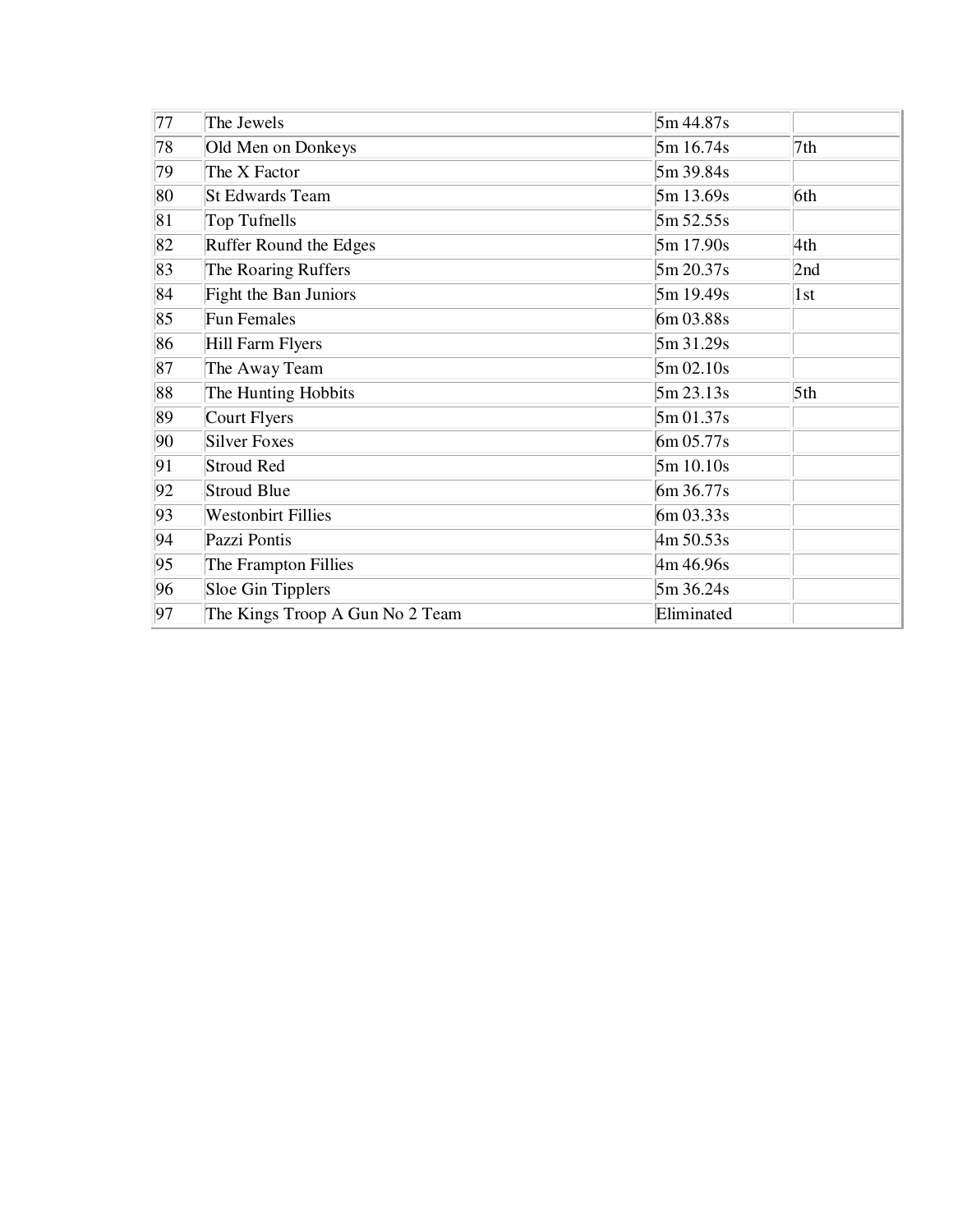| | | | |
|---|---|---|---|
| 77 | The Jewels | 5m 44.87s | |
| 78 | Old Men on Donkeys | 5m 16.74s | 7th |
| 79 | The X Factor | 5m 39.84s | |
| 80 | St Edwards Team | 5m 13.69s | 6th |
| 81 | Top Tufnells | 5m 52.55s | |
| 82 | Ruffer Round the Edges | 5m 17.90s | 4th |
| 83 | The Roaring Ruffers | 5m 20.37s | 2nd |
| 84 | Fight the Ban Juniors | 5m 19.49s | 1st |
| 85 | Fun Females | 6m 03.88s | |
| 86 | Hill Farm Flyers | 5m 31.29s | |
| 87 | The Away Team | 5m 02.10s | |
| 88 | The Hunting Hobbits | 5m 23.13s | 5th |
| 89 | Court Flyers | 5m 01.37s | |
| 90 | Silver Foxes | 6m 05.77s | |
| 91 | Stroud Red | 5m 10.10s | |
| 92 | Stroud Blue | 6m 36.77s | |
| 93 | Westonbirt Fillies | 6m 03.33s | |
| 94 | Pazzi Pontis | 4m 50.53s | |
| 95 | The Frampton Fillies | 4m 46.96s | |
| 96 | Sloe Gin Tipplers | 5m 36.24s | |
| 97 | The Kings Troop A Gun No 2 Team | Eliminated | |